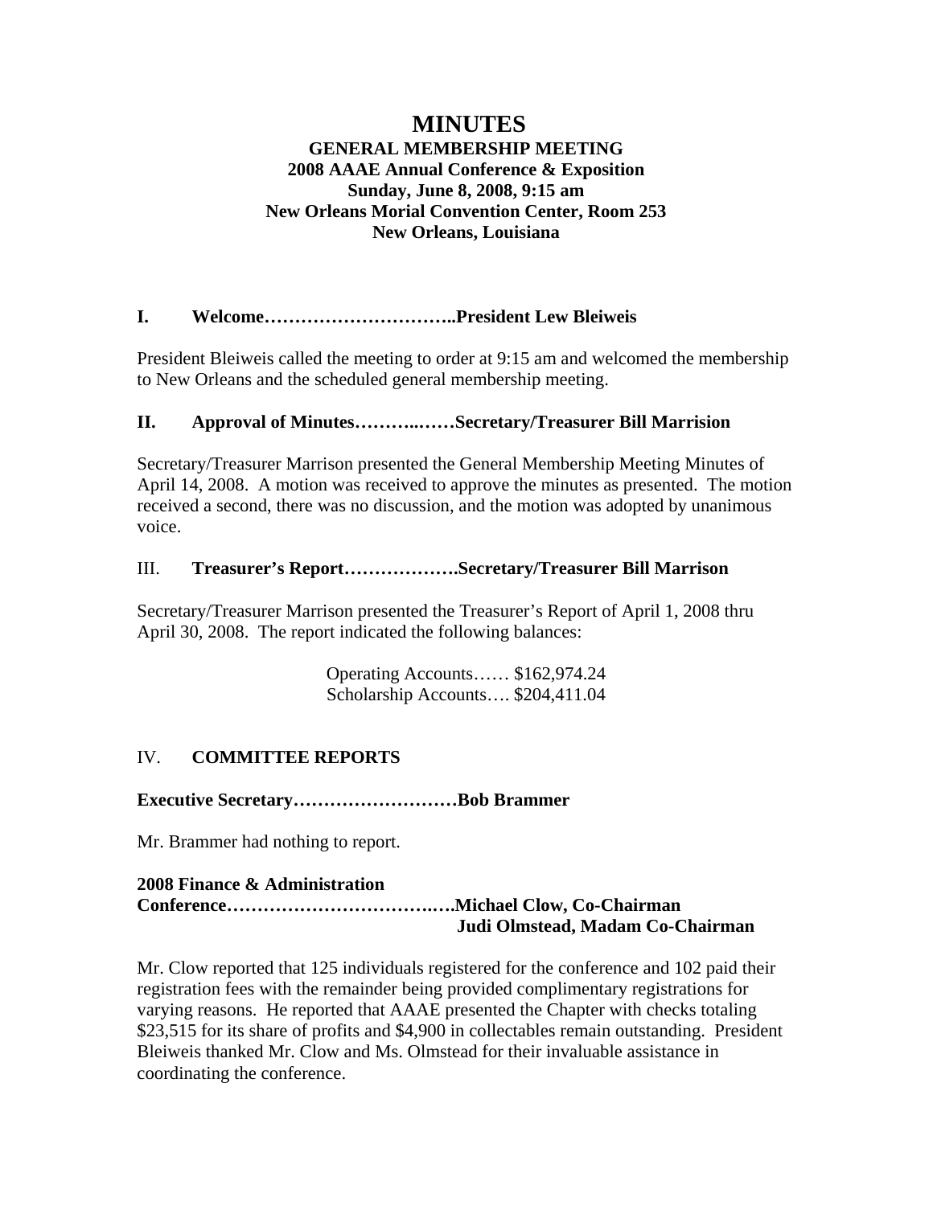# MINUTES

**GENERAL MEMBERSHIP MEETING**
**2008 AAAE Annual Conference & Exposition**
**Sunday, June 8, 2008, 9:15 am**
**New Orleans Morial Convention Center, Room 253**
**New Orleans, Louisiana**

## I. Welcome…………………………..President Lew Bleiweis

President Bleiweis called the meeting to order at 9:15 am and welcomed the membership to New Orleans and the scheduled general membership meeting.

## II. Approval of Minutes………..……Secretary/Treasurer Bill Marrision

Secretary/Treasurer Marrison presented the General Membership Meeting Minutes of April 14, 2008. A motion was received to approve the minutes as presented. The motion received a second, there was no discussion, and the motion was adopted by unanimous voice.

## III. Treasurer's Report……………….Secretary/Treasurer Bill Marrison

Secretary/Treasurer Marrison presented the Treasurer's Report of April 1, 2008 thru April 30, 2008. The report indicated the following balances:

Operating Accounts…… $162,974.24
Scholarship Accounts…. $204,411.04

## IV. COMMITTEE REPORTS

**Executive Secretary………………………Bob Brammer**

Mr. Brammer had nothing to report.

**2008 Finance & Administration Conference……………………………..….Michael Clow, Co-Chairman**
**Judi Olmstead, Madam Co-Chairman**

Mr. Clow reported that 125 individuals registered for the conference and 102 paid their registration fees with the remainder being provided complimentary registrations for varying reasons. He reported that AAAE presented the Chapter with checks totaling $23,515 for its share of profits and $4,900 in collectables remain outstanding. President Bleiweis thanked Mr. Clow and Ms. Olmstead for their invaluable assistance in coordinating the conference.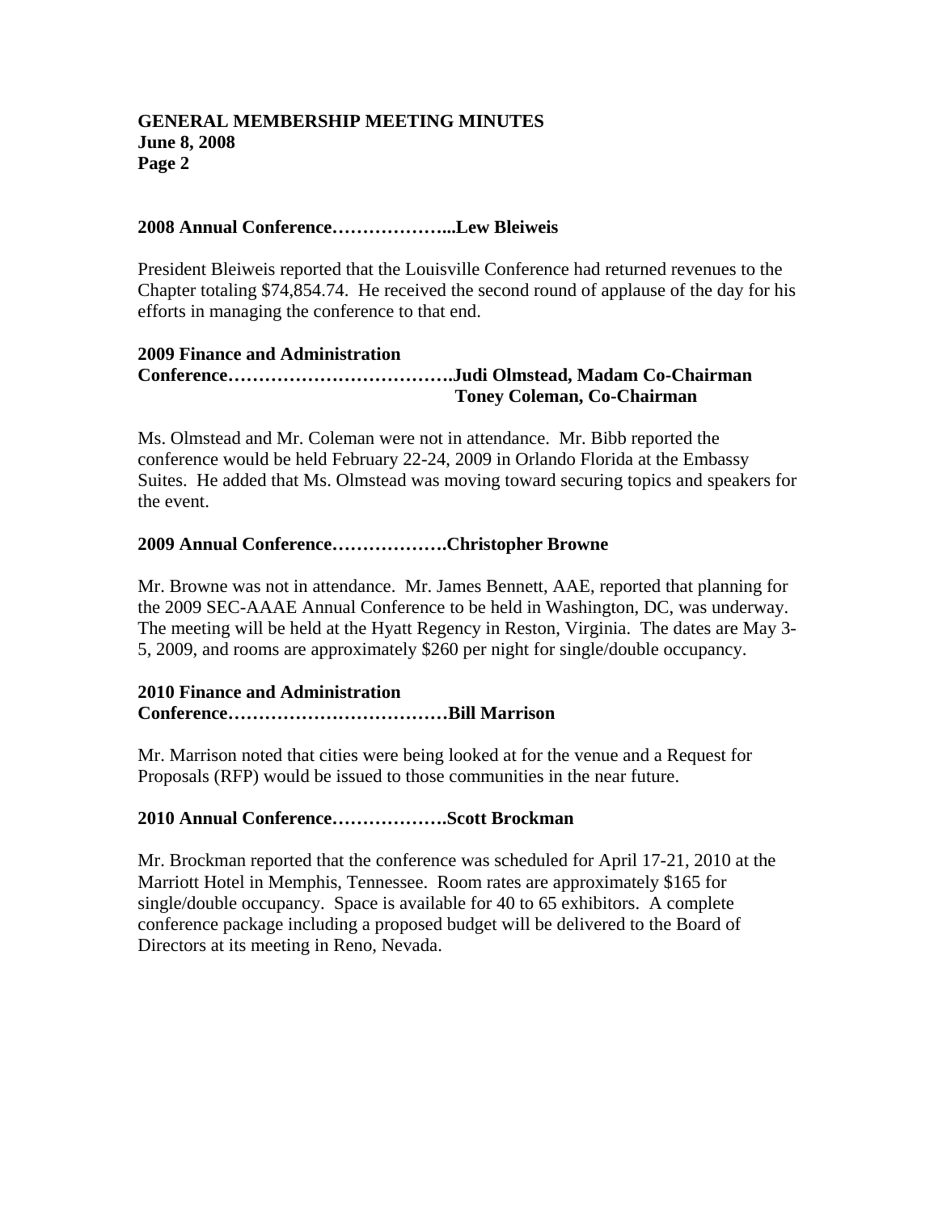### 2008 Annual Conference………………...Lew Bleiweis

President Bleiweis reported that the Louisville Conference had returned revenues to the Chapter totaling $74,854.74. He received the second round of applause of the day for his efforts in managing the conference to that end.

### 2009 Finance and Administration Conference……………………………….Judi Olmstead, Madam Co-Chairman Toney Coleman, Co-Chairman

Ms. Olmstead and Mr. Coleman were not in attendance. Mr. Bibb reported the conference would be held February 22-24, 2009 in Orlando Florida at the Embassy Suites. He added that Ms. Olmstead was moving toward securing topics and speakers for the event.

### 2009 Annual Conference……………….Christopher Browne

Mr. Browne was not in attendance. Mr. James Bennett, AAE, reported that planning for the 2009 SEC-AAAE Annual Conference to be held in Washington, DC, was underway. The meeting will be held at the Hyatt Regency in Reston, Virginia. The dates are May 3-5, 2009, and rooms are approximately $260 per night for single/double occupancy.

### 2010 Finance and Administration Conference………………………………Bill Marrison

Mr. Marrison noted that cities were being looked at for the venue and a Request for Proposals (RFP) would be issued to those communities in the near future.

### 2010 Annual Conference……………….Scott Brockman

Mr. Brockman reported that the conference was scheduled for April 17-21, 2010 at the Marriott Hotel in Memphis, Tennessee. Room rates are approximately $165 for single/double occupancy. Space is available for 40 to 65 exhibitors. A complete conference package including a proposed budget will be delivered to the Board of Directors at its meeting in Reno, Nevada.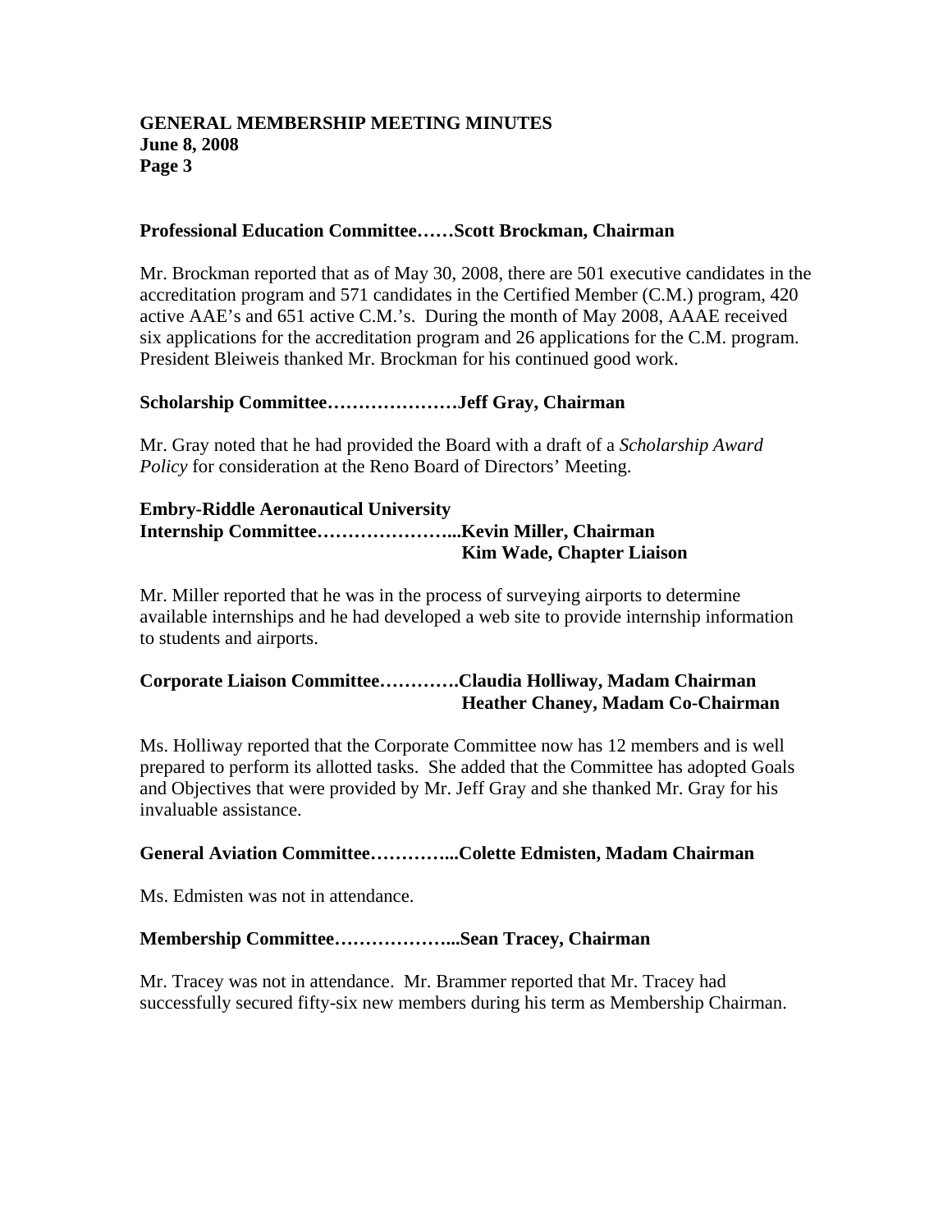**Professional Education Committee……Scott Brockman, Chairman**

Mr. Brockman reported that as of May 30, 2008, there are 501 executive candidates in the accreditation program and 571 candidates in the Certified Member (C.M.) program, 420 active AAE's and 651 active C.M.'s. During the month of May 2008, AAAE received six applications for the accreditation program and 26 applications for the C.M. program. President Bleiweis thanked Mr. Brockman for his continued good work.

**Scholarship Committee…………………Jeff Gray, Chairman**

Mr. Gray noted that he had provided the Board with a draft of a *Scholarship Award Policy* for consideration at the Reno Board of Directors' Meeting.

**Embry-Riddle Aeronautical University**
**Internship Committee…………………...Kevin Miller, Chairman**
**Kim Wade, Chapter Liaison**

Mr. Miller reported that he was in the process of surveying airports to determine available internships and he had developed a web site to provide internship information to students and airports.

**Corporate Liaison Committee…………Claudia Holliway, Madam Chairman**
**Heather Chaney, Madam Co-Chairman**

Ms. Holliway reported that the Corporate Committee now has 12 members and is well prepared to perform its allotted tasks. She added that the Committee has adopted Goals and Objectives that were provided by Mr. Jeff Gray and she thanked Mr. Gray for his invaluable assistance.

**General Aviation Committee…………...Colette Edmisten, Madam Chairman**

Ms. Edmisten was not in attendance.

**Membership Committee………………...Sean Tracey, Chairman**

Mr. Tracey was not in attendance. Mr. Brammer reported that Mr. Tracey had successfully secured fifty-six new members during his term as Membership Chairman.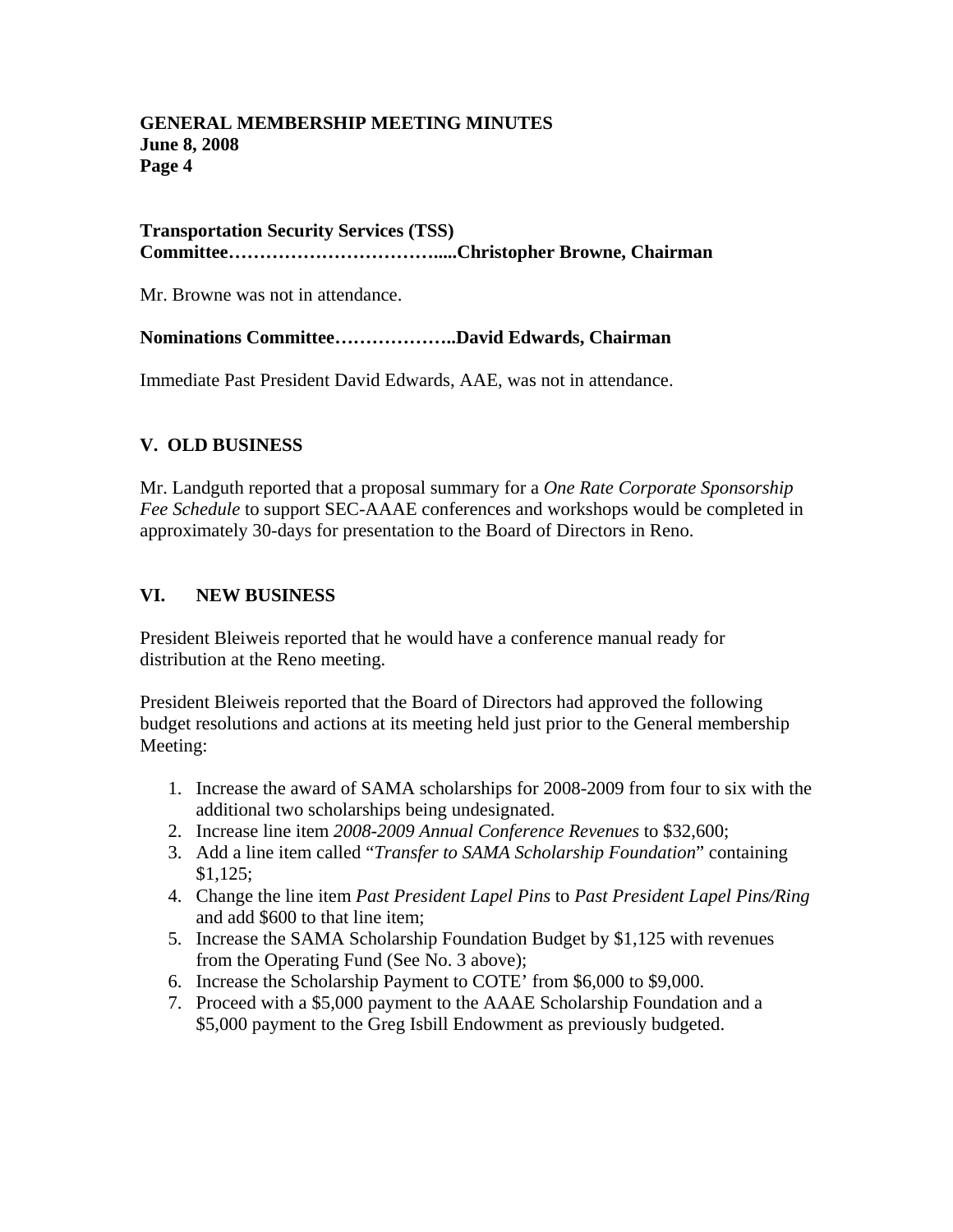**Transportation Security Services (TSS) Committee…………………………….....Christopher Browne, Chairman**

Mr. Browne was not in attendance.

**Nominations Committee………………..David Edwards, Chairman**

Immediate Past President David Edwards, AAE, was not in attendance.

## V. OLD BUSINESS

Mr. Landguth reported that a proposal summary for a *One Rate Corporate Sponsorship Fee Schedule* to support SEC-AAAE conferences and workshops would be completed in approximately 30-days for presentation to the Board of Directors in Reno.

## VI. NEW BUSINESS

President Bleiweis reported that he would have a conference manual ready for distribution at the Reno meeting.

President Bleiweis reported that the Board of Directors had approved the following budget resolutions and actions at its meeting held just prior to the General membership Meeting:

1. Increase the award of SAMA scholarships for 2008-2009 from four to six with the additional two scholarships being undesignated.
2. Increase line item *2008-2009 Annual Conference Revenues* to $32,600;
3. Add a line item called "*Transfer to SAMA Scholarship Foundation*" containing $1,125;
4. Change the line item *Past President Lapel Pins* to *Past President Lapel Pins/Ring* and add $600 to that line item;
5. Increase the SAMA Scholarship Foundation Budget by $1,125 with revenues from the Operating Fund (See No. 3 above);
6. Increase the Scholarship Payment to COTE' from $6,000 to $9,000.
7. Proceed with a $5,000 payment to the AAAE Scholarship Foundation and a $5,000 payment to the Greg Isbill Endowment as previously budgeted.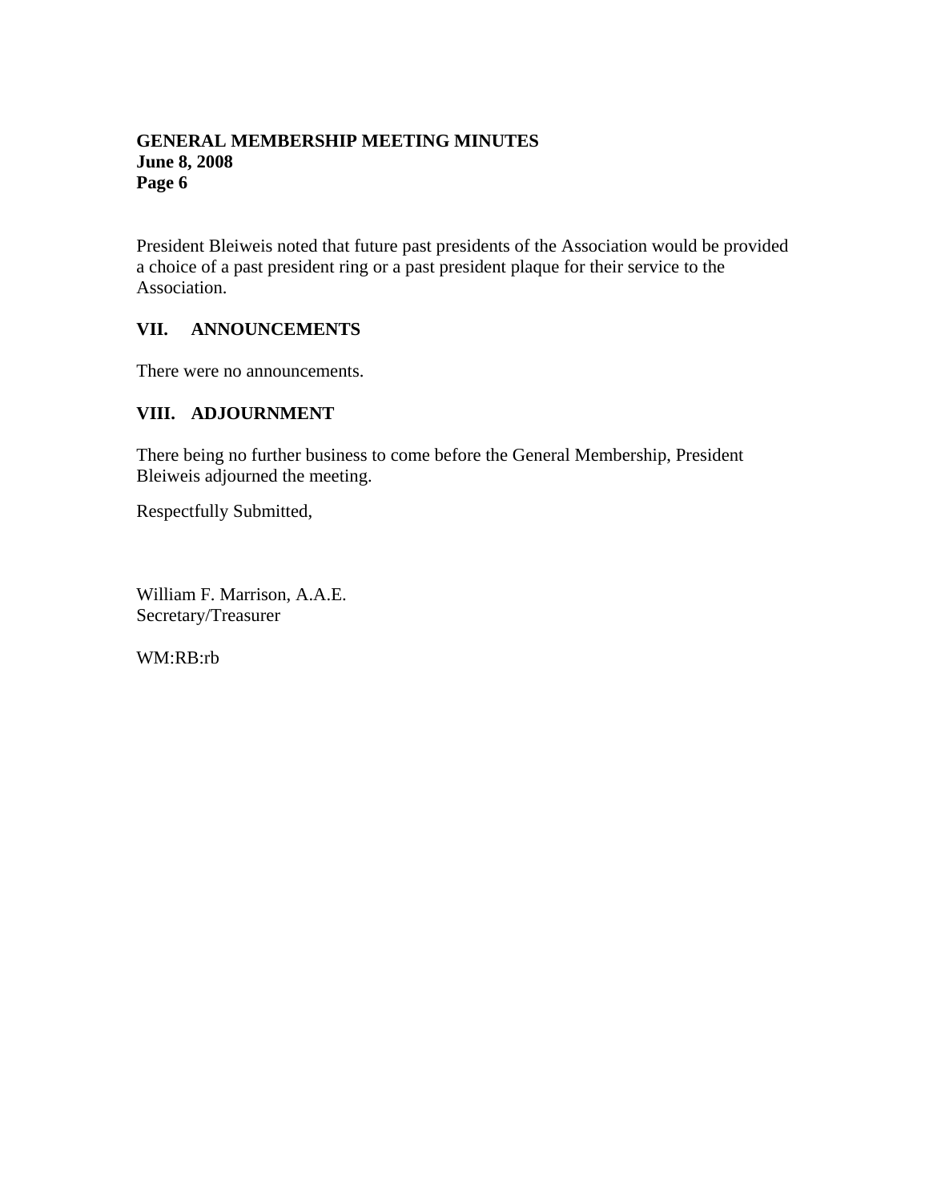President Bleiweis noted that future past presidents of the Association would be provided a choice of a past president ring or a past president plaque for their service to the Association.

## VII. ANNOUNCEMENTS

There were no announcements.

## VIII. ADJOURNMENT

There being no further business to come before the General Membership, President Bleiweis adjourned the meeting.

Respectfully Submitted,

William F. Marrison, A.A.E.
Secretary/Treasurer

WM:RB:rb